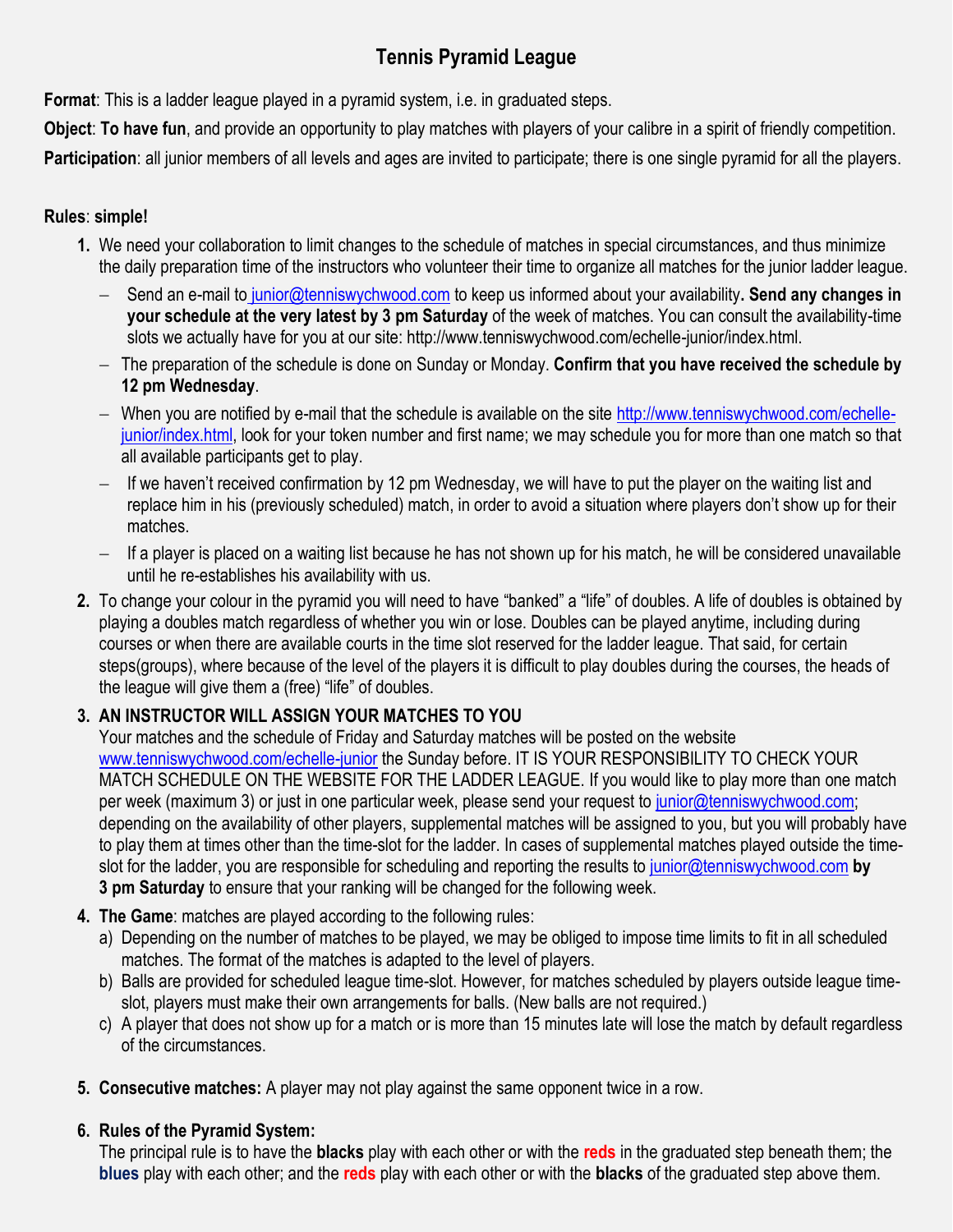# Tennis Pyramid League

**Format**: This is a ladder league played in a pyramid system, i.e. in graduated steps.

**Object**: **To have fun**, and provide an opportunity to play matches with players of your calibre in a spirit of friendly competition.

**Participation**: all junior members of all levels and ages are invited to participate; there is one single pyramid for all the players.

**Rules**: **simple!**

1. We need your collaboration to limit changes to the schedule of matches in special circumstances, and thus minimize the daily preparation time of the instructors who volunteer their time to organize all matches for the junior ladder league.
   - Send an e-mail to junior@tenniswychwood.com to keep us informed about your availability**. Send any changes in your schedule at the very latest by 3 pm Saturday** of the week of matches. You can consult the availability-time slots we actually have for you at our site: http://www.tenniswychwood.com/echelle-junior/index.html.
   - The preparation of the schedule is done on Sunday or Monday. **Confirm that you have received the schedule by 12 pm Wednesday**.
   - When you are notified by e-mail that the schedule is available on the site http://www.tenniswychwood.com/echelle-junior/index.html, look for your token number and first name; we may schedule you for more than one match so that all available participants get to play.
   - If we haven't received confirmation by 12 pm Wednesday, we will have to put the player on the waiting list and replace him in his (previously scheduled) match, in order to avoid a situation where players don't show up for their matches.
   - If a player is placed on a waiting list because he has not shown up for his match, he will be considered unavailable until he re-establishes his availability with us.
2. To change your colour in the pyramid you will need to have "banked" a "life" of doubles. A life of doubles is obtained by playing a doubles match regardless of whether you win or lose. Doubles can be played anytime, including during courses or when there are available courts in the time slot reserved for the ladder league. That said, for certain steps(groups), where because of the level of the players it is difficult to play doubles during the courses, the heads of the league will give them a (free) "life" of doubles.
3. **AN INSTRUCTOR WILL ASSIGN YOUR MATCHES TO YOU**
   Your matches and the schedule of Friday and Saturday matches will be posted on the website www.tenniswychwood.com/echelle-junior the Sunday before. IT IS YOUR RESPONSIBILITY TO CHECK YOUR MATCH SCHEDULE ON THE WEBSITE FOR THE LADDER LEAGUE. If you would like to play more than one match per week (maximum 3) or just in one particular week, please send your request to junior@tenniswychwood.com; depending on the availability of other players, supplemental matches will be assigned to you, but you will probably have to play them at times other than the time-slot for the ladder. In cases of supplemental matches played outside the time-slot for the ladder, you are responsible for scheduling and reporting the results to junior@tenniswychwood.com **by 3 pm Saturday** to ensure that your ranking will be changed for the following week.
4. **The Game**: matches are played according to the following rules:
   a) Depending on the number of matches to be played, we may be obliged to impose time limits to fit in all scheduled matches. The format of the matches is adapted to the level of players.
   b) Balls are provided for scheduled league time-slot. However, for matches scheduled by players outside league time-slot, players must make their own arrangements for balls. (New balls are not required.)
   c) A player that does not show up for a match or is more than 15 minutes late will lose the match by default regardless of the circumstances.
5. **Consecutive matches:** A player may not play against the same opponent twice in a row.
6. **Rules of the Pyramid System:**
   The principal rule is to have the **blacks** play with each other or with the **reds** in the graduated step beneath them; the **blues** play with each other; and the **reds** play with each other or with the **blacks** of the graduated step above them.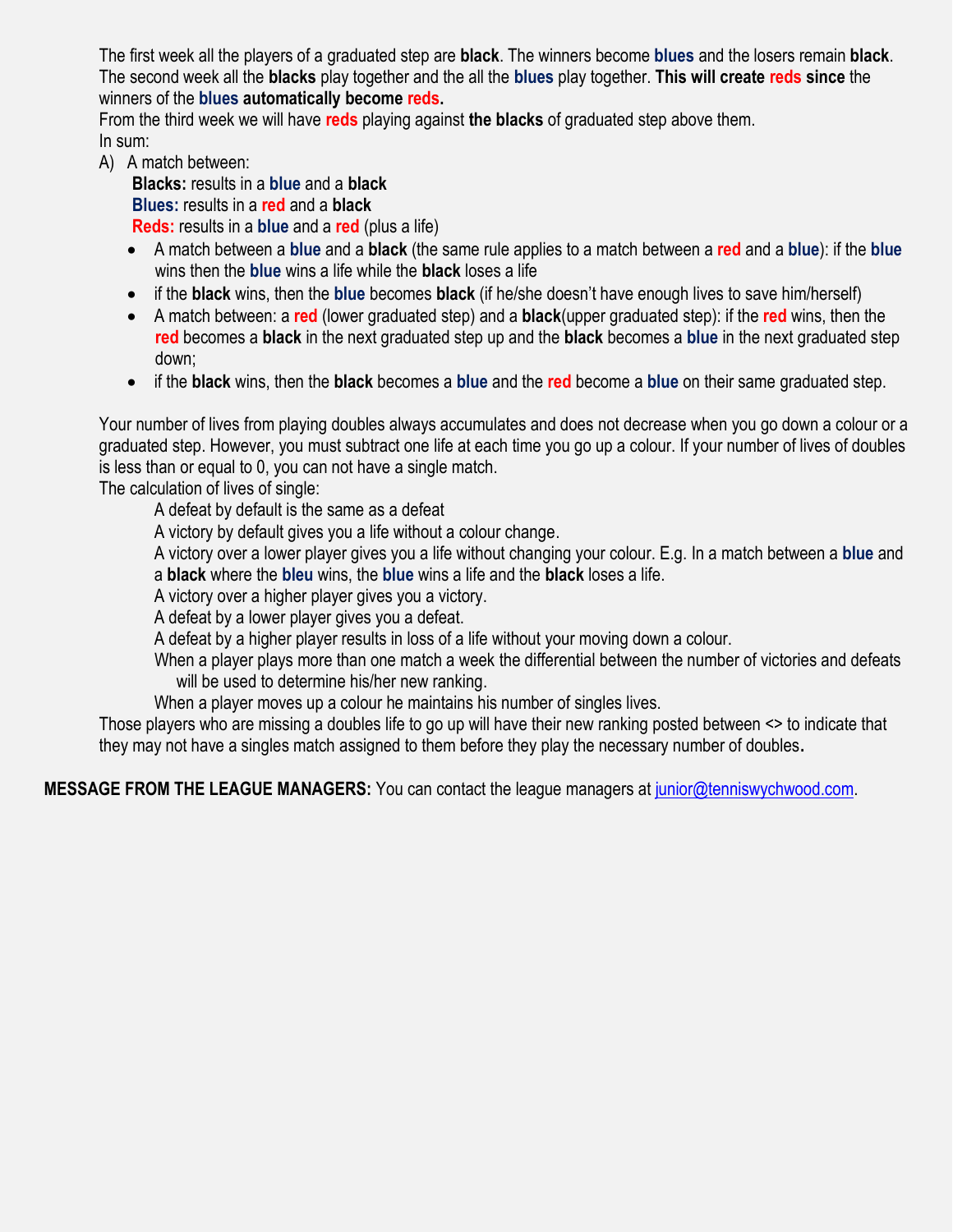The first week all the players of a graduated step are **black**. The winners become **blues** and the losers remain **black**. The second week all the **blacks** play together and the all the **blues** play together. **This will create reds since** the winners of the **blues automatically become reds.**

From the third week we will have **reds** playing against **the blacks** of graduated step above them.

In sum:

A) A match between:

**Blacks:** results in a **blue** and a **black**

**Blues:** results in a **red** and a **black**

**Reds:** results in a **blue** and a **red** (plus a life)

- A match between a **blue** and a **black** (the same rule applies to a match between a **red** and a **blue**): if the **blue** wins then the **blue** wins a life while the **black** loses a life
- if the **black** wins, then the **blue** becomes **black** (if he/she doesn't have enough lives to save him/herself)
- A match between: a **red** (lower graduated step) and a **black**(upper graduated step): if the **red** wins, then the **red** becomes a **black** in the next graduated step up and the **black** becomes a **blue** in the next graduated step down;
- if the **black** wins, then the **black** becomes a **blue** and the **red** become a **blue** on their same graduated step.

Your number of lives from playing doubles always accumulates and does not decrease when you go down a colour or a graduated step. However, you must subtract one life at each time you go up a colour. If your number of lives of doubles is less than or equal to 0, you can not have a single match.

The calculation of lives of single:

A defeat by default is the same as a defeat

A victory by default gives you a life without a colour change.

A victory over a lower player gives you a life without changing your colour. E.g. In a match between a **blue** and a **black** where the **bleu** wins, the **blue** wins a life and the **black** loses a life.

A victory over a higher player gives you a victory.

A defeat by a lower player gives you a defeat.

A defeat by a higher player results in loss of a life without your moving down a colour.

When a player plays more than one match a week the differential between the number of victories and defeats will be used to determine his/her new ranking.

When a player moves up a colour he maintains his number of singles lives.

Those players who are missing a doubles life to go up will have their new ranking posted between <> to indicate that they may not have a singles match assigned to them before they play the necessary number of doubles.

**MESSAGE FROM THE LEAGUE MANAGERS:** You can contact the league managers at junior@tenniswychwood.com.